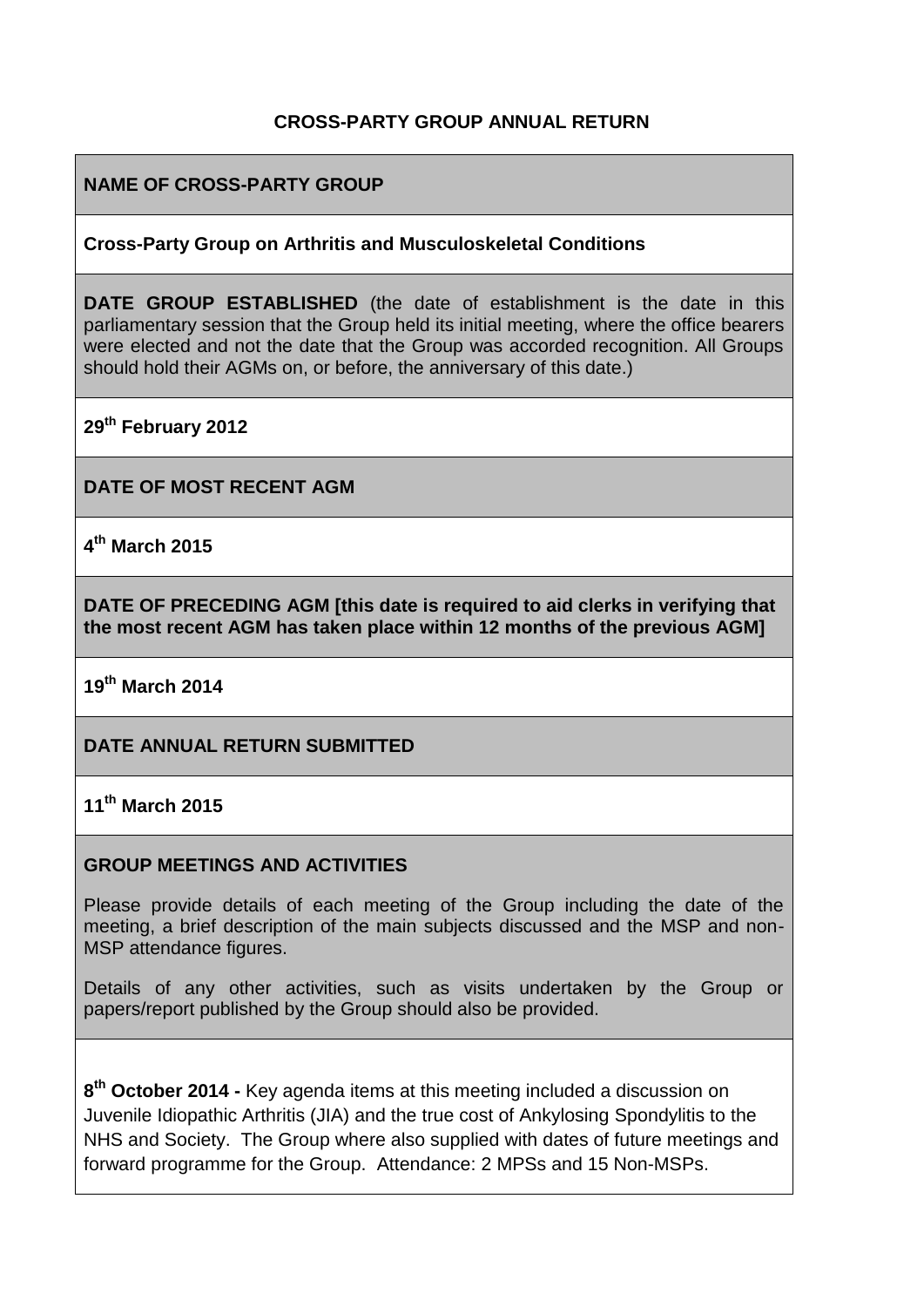# CROSS-PARTY GROUP ANNUAL RETURN

**NAME OF CROSS-PARTY GROUP**

**Cross-Party Group on Arthritis and Musculoskeletal Conditions**

**DATE GROUP ESTABLISHED** (the date of establishment is the date in this parliamentary session that the Group held its initial meeting, where the office bearers were elected and not the date that the Group was accorded recognition. All Groups should hold their AGMs on, or before, the anniversary of this date.)

**29th February 2012**

**DATE OF MOST RECENT AGM**

**4th March 2015**

**DATE OF PRECEDING AGM [this date is required to aid clerks in verifying that the most recent AGM has taken place within 12 months of the previous AGM]**

**19th March 2014**

**DATE ANNUAL RETURN SUBMITTED**

**11th March 2015**

**GROUP MEETINGS AND ACTIVITIES**

Please provide details of each meeting of the Group including the date of the meeting, a brief description of the main subjects discussed and the MSP and non-MSP attendance figures.

Details of any other activities, such as visits undertaken by the Group or papers/report published by the Group should also be provided.

**8th October 2014 -** Key agenda items at this meeting included a discussion on Juvenile Idiopathic Arthritis (JIA) and the true cost of Ankylosing Spondylitis to the NHS and Society. The Group where also supplied with dates of future meetings and forward programme for the Group. Attendance: 2 MPSs and 15 Non-MSPs.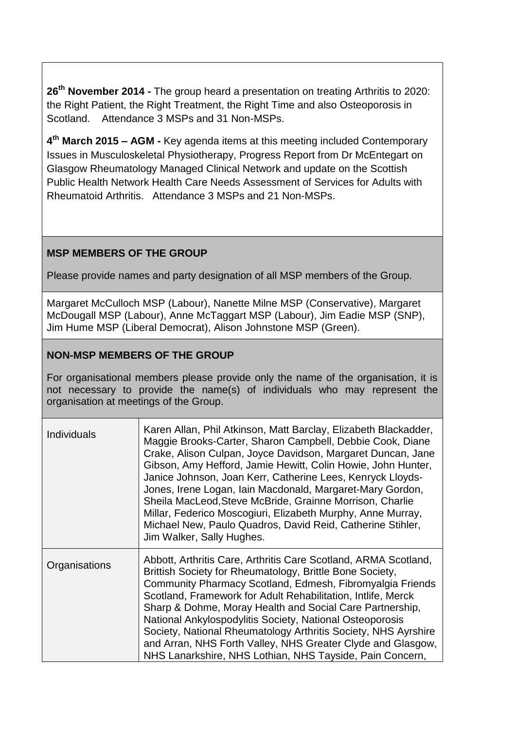**26th November 2014 -** The group heard a presentation on treating Arthritis to 2020: the Right Patient, the Right Treatment, the Right Time and also Osteoporosis in Scotland. Attendance 3 MSPs and 31 Non-MSPs.

**4th March 2015 – AGM -** Key agenda items at this meeting included Contemporary Issues in Musculoskeletal Physiotherapy, Progress Report from Dr McEntegart on Glasgow Rheumatology Managed Clinical Network and update on the Scottish Public Health Network Health Care Needs Assessment of Services for Adults with Rheumatoid Arthritis. Attendance 3 MSPs and 21 Non-MSPs.

**MSP MEMBERS OF THE GROUP**

Please provide names and party designation of all MSP members of the Group.

Margaret McCulloch MSP (Labour), Nanette Milne MSP (Conservative), Margaret McDougall MSP (Labour), Anne McTaggart MSP (Labour), Jim Eadie MSP (SNP), Jim Hume MSP (Liberal Democrat), Alison Johnstone MSP (Green).

**NON-MSP MEMBERS OF THE GROUP**

For organisational members please provide only the name of the organisation, it is not necessary to provide the name(s) of individuals who may represent the organisation at meetings of the Group.

| | |
|---|---|
| Individuals | Karen Allan, Phil Atkinson, Matt Barclay, Elizabeth Blackadder, Maggie Brooks-Carter, Sharon Campbell, Debbie Cook, Diane Crake, Alison Culpan, Joyce Davidson, Margaret Duncan, Jane Gibson, Amy Hefford, Jamie Hewitt, Colin Howie, John Hunter, Janice Johnson, Joan Kerr, Catherine Lees, Kenryck Lloyds-Jones, Irene Logan, Iain Macdonald, Margaret-Mary Gordon, Sheila MacLeod,Steve McBride, Grainne Morrison, Charlie Millar, Federico Moscogiuri, Elizabeth Murphy, Anne Murray, Michael New, Paulo Quadros, David Reid, Catherine Stihler, Jim Walker, Sally Hughes. |
| Organisations | Abbott, Arthritis Care, Arthritis Care Scotland, ARMA Scotland, Brittish Society for Rheumatology, Brittle Bone Society, Community Pharmacy Scotland, Edmesh, Fibromyalgia Friends Scotland, Framework for Adult Rehabilitation, Intlife, Merck Sharp & Dohme, Moray Health and Social Care Partnership, National Ankylospodylitis Society, National Osteoporosis Society, National Rheumatology Arthritis Society, NHS Ayrshire and Arran, NHS Forth Valley, NHS Greater Clyde and Glasgow, NHS Lanarkshire, NHS Lothian, NHS Tayside, Pain Concern, |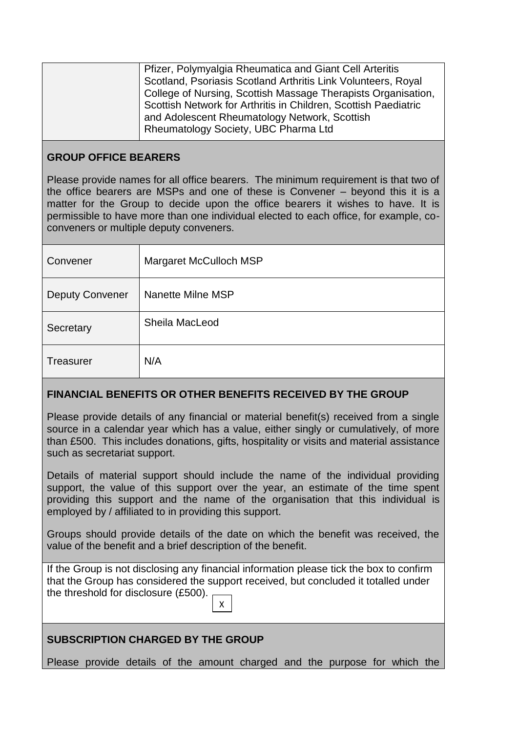|  | Pfizer, Polymyalgia Rheumatica and Giant Cell Arteritis Scotland, Psoriasis Scotland Arthritis Link Volunteers, Royal College of Nursing, Scottish Massage Therapists Organisation, Scottish Network for Arthritis in Children, Scottish Paediatric and Adolescent Rheumatology Network, Scottish Rheumatology Society, UBC Pharma Ltd |
|---|---|

## GROUP OFFICE BEARERS

Please provide names for all office bearers. The minimum requirement is that two of the office bearers are MSPs and one of these is Convener – beyond this it is a matter for the Group to decide upon the office bearers it wishes to have. It is permissible to have more than one individual elected to each office, for example, co-conveners or multiple deputy conveners.

| Role | Name |
|---|---|
| Convener | Margaret McCulloch MSP |
| Deputy Convener | Nanette Milne MSP |
| Secretary | Sheila MacLeod |
| Treasurer | N/A |

## FINANCIAL BENEFITS OR OTHER BENEFITS RECEIVED BY THE GROUP

Please provide details of any financial or material benefit(s) received from a single source in a calendar year which has a value, either singly or cumulatively, of more than £500. This includes donations, gifts, hospitality or visits and material assistance such as secretariat support.

Details of material support should include the name of the individual providing support, the value of this support over the year, an estimate of the time spent providing this support and the name of the organisation that this individual is employed by / affiliated to in providing this support.

Groups should provide details of the date on which the benefit was received, the value of the benefit and a brief description of the benefit.

If the Group is not disclosing any financial information please tick the box to confirm that the Group has considered the support received, but concluded it totalled under the threshold for disclosure (£500). X

## SUBSCRIPTION CHARGED BY THE GROUP

Please provide details of the amount charged and the purpose for which the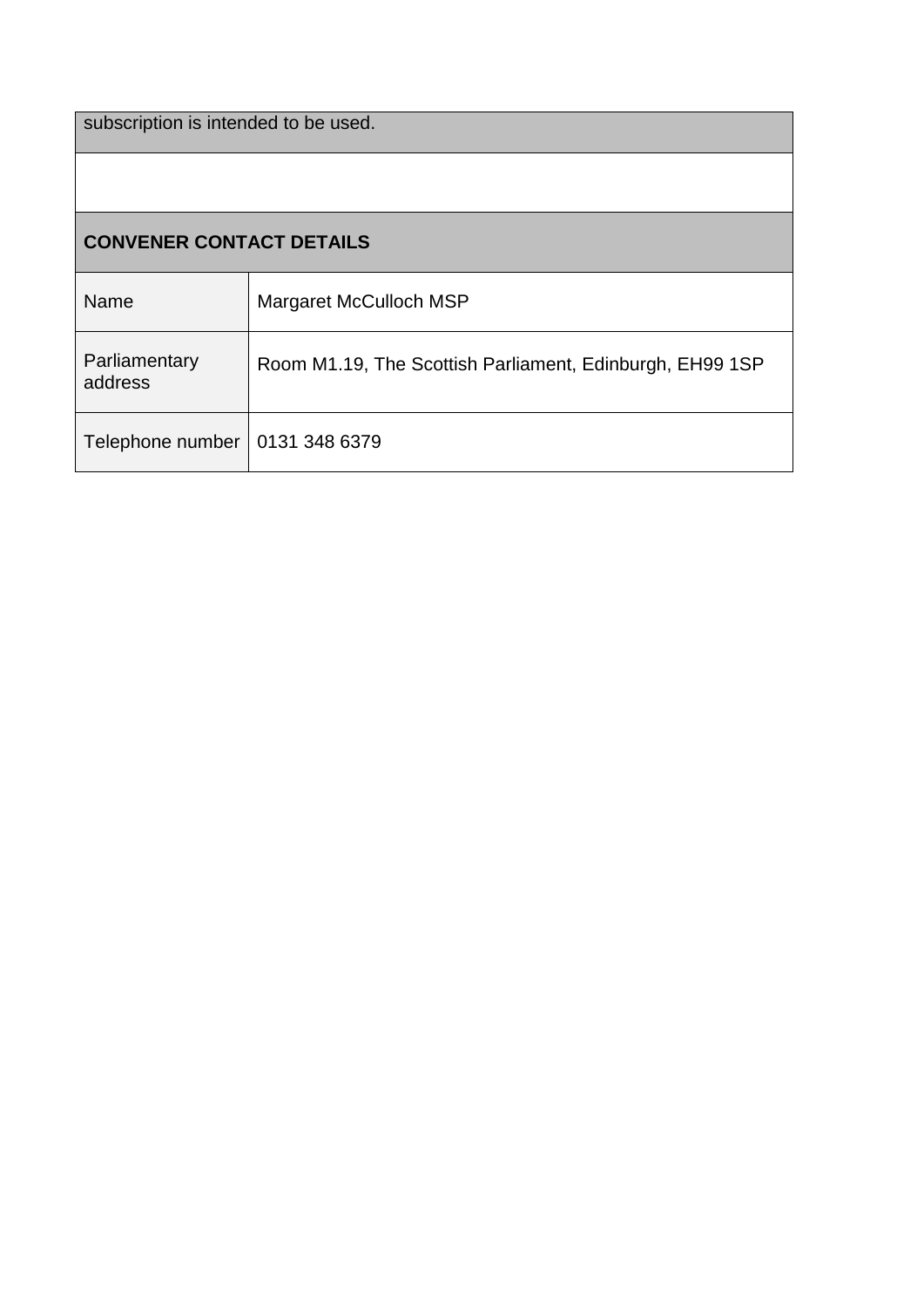| | |
|---|---|
| subscription is intended to be used. | |
| | |
| **CONVENER CONTACT DETAILS** | |
| Name | Margaret McCulloch MSP |
| Parliamentary address | Room M1.19, The Scottish Parliament, Edinburgh, EH99 1SP |
| Telephone number | 0131 348 6379 |